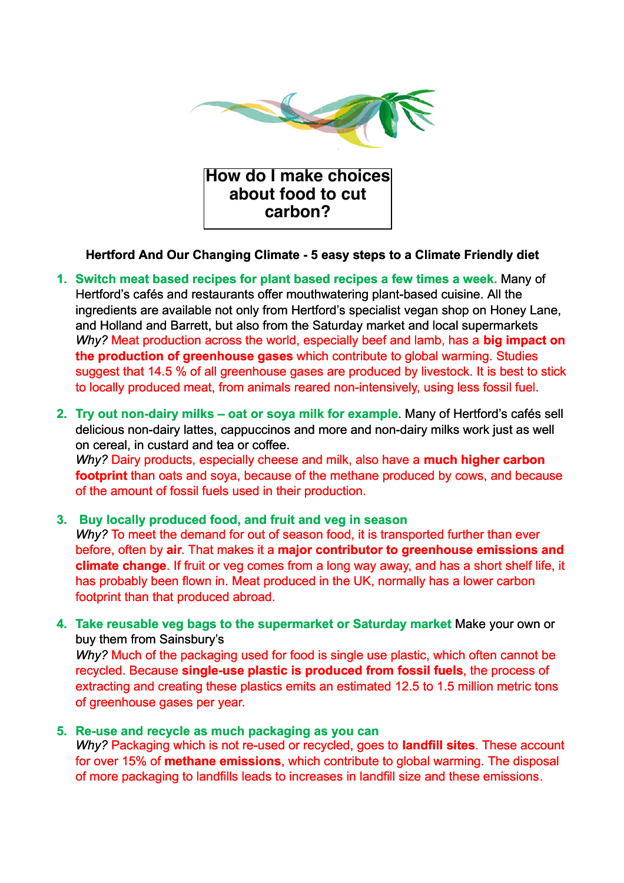# How do I make choices about food to cut carbon?

**Hertford And Our Changing Climate - 5 easy steps to a Climate Friendly diet**

1. **Switch meat based recipes for plant based recipes a few times a week.** Many of Hertford's cafés and restaurants offer mouthwatering plant-based cuisine. All the ingredients are available not only from Hertford's specialist vegan shop on Honey Lane, and Holland and Barrett, but also from the Saturday market and local supermarkets
   *Why?* Meat production across the world, especially beef and lamb, has a **big impact on the production of greenhouse gases** which contribute to global warming. Studies suggest that 14.5 % of all greenhouse gases are produced by livestock. It is best to stick to locally produced meat, from animals reared non-intensively, using less fossil fuel.

2. **Try out non-dairy milks – oat or soya milk for example**. Many of Hertford's cafés sell delicious non-dairy lattes, cappuccinos and more and non-dairy milks work just as well on cereal, in custard and tea or coffee.
   *Why?* Dairy products, especially cheese and milk, also have a **much higher carbon footprint** than oats and soya, because of the methane produced by cows, and because of the amount of fossil fuels used in their production.

3. **Buy locally produced food, and fruit and veg in season**
   *Why?* To meet the demand for out of season food, it is transported further than ever before, often by **air**. That makes it a **major contributor to greenhouse emissions and climate change**. If fruit or veg comes from a long way away, and has a short shelf life, it has probably been flown in. Meat produced in the UK, normally has a lower carbon footprint than that produced abroad.

4. **Take reusable veg bags to the supermarket or Saturday market** Make your own or buy them from Sainsbury's
   *Why?* Much of the packaging used for food is single use plastic, which often cannot be recycled. Because **single-use plastic is produced from fossil fuels**, the process of extracting and creating these plastics emits an estimated 12.5 to 1.5 million metric tons of greenhouse gases per year.

5. **Re-use and recycle as much packaging as you can**
   *Why?* Packaging which is not re-used or recycled, goes to **landfill sites**. These account for over 15% of **methane emissions**, which contribute to global warming. The disposal of more packaging to landfills leads to increases in landfill size and these emissions.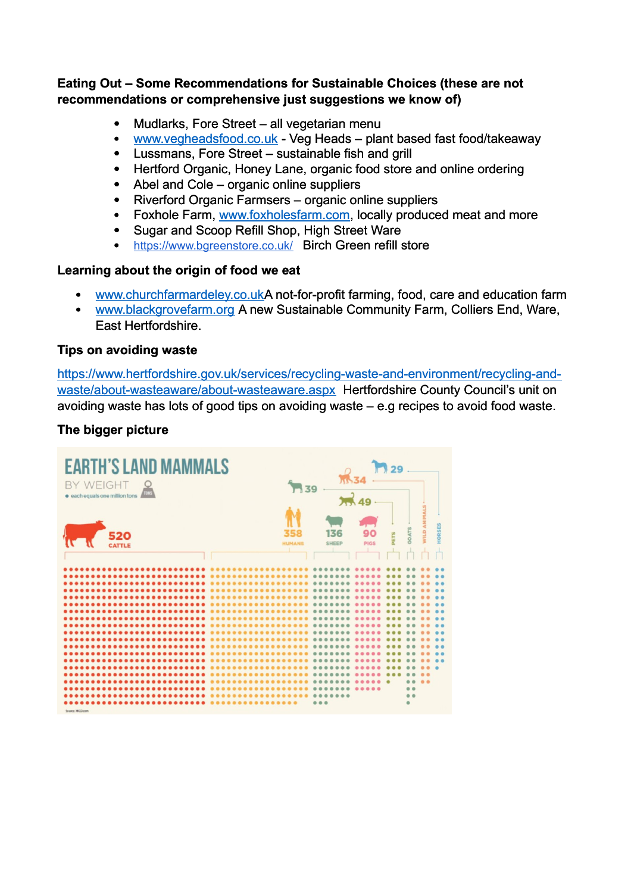**Eating Out – Some Recommendations for Sustainable Choices (these are not recommendations or comprehensive just suggestions we know of)**

- Mudlarks, Fore Street – all vegetarian menu
- www.vegheadsfood.co.uk - Veg Heads – plant based fast food/takeaway
- Lussmans, Fore Street – sustainable fish and grill
- Hertford Organic, Honey Lane, organic food store and online ordering
- Abel and Cole – organic online suppliers
- Riverford Organic Farmsers – organic online suppliers
- Foxhole Farm, www.foxholesfarm.com, locally produced meat and more
- Sugar and Scoop Refill Shop, High Street Ware
- https://www.bgreenstore.co.uk/ Birch Green refill store

**Learning about the origin of food we eat**

- www.churchfarmardeley.co.ukA not-for-profit farming, food, care and education farm
- www.blackgrovefarm.org A new Sustainable Community Farm, Colliers End, Ware, East Hertfordshire.

**Tips on avoiding waste**

https://www.hertfordshire.gov.uk/services/recycling-waste-and-environment/recycling-and-waste/about-wasteaware/about-wasteaware.aspx Hertfordshire County Council's unit on avoiding waste has lots of good tips on avoiding waste – e.g recipes to avoid food waste.

**The bigger picture**

EARTH'S LAND MAMMALS
BY WEIGHT
each equals one million tons
TONS
520 CATTLE
358 HUMANS
136 SHEEP
90 PIGS
49 PETS
39 GOATS
34 WILD ANIMALS
29 HORSES
Source: XKCD.com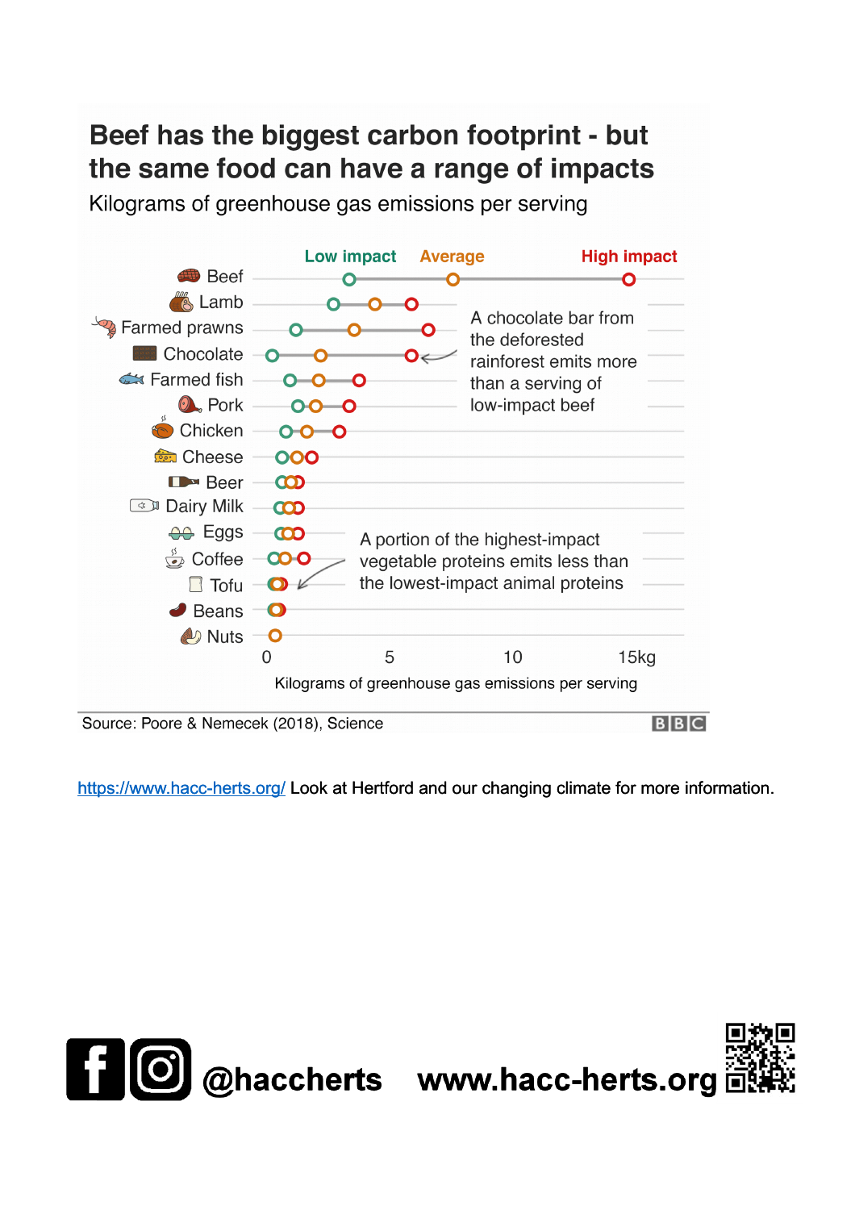# Beef has the biggest carbon footprint - but the same food can have a range of impacts

Kilograms of greenhouse gas emissions per serving

Low impact
Average
High impact

Beef
Lamb
Farmed prawns
Chocolate
Farmed fish
Pork
Chicken
Cheese
Beer
Dairy Milk
Eggs
Coffee
Tofu
Beans
Nuts

A chocolate bar from the deforested rainforest emits more than a serving of low-impact beef

A portion of the highest-impact vegetable proteins emits less than the lowest-impact animal proteins

0
5
10
15kg

Kilograms of greenhouse gas emissions per serving

Source: Poore & Nemecek (2018), Science

BBC

https://www.hacc-herts.org/ Look at Hertford and our changing climate for more information.

@haccherts www.hacc-herts.org